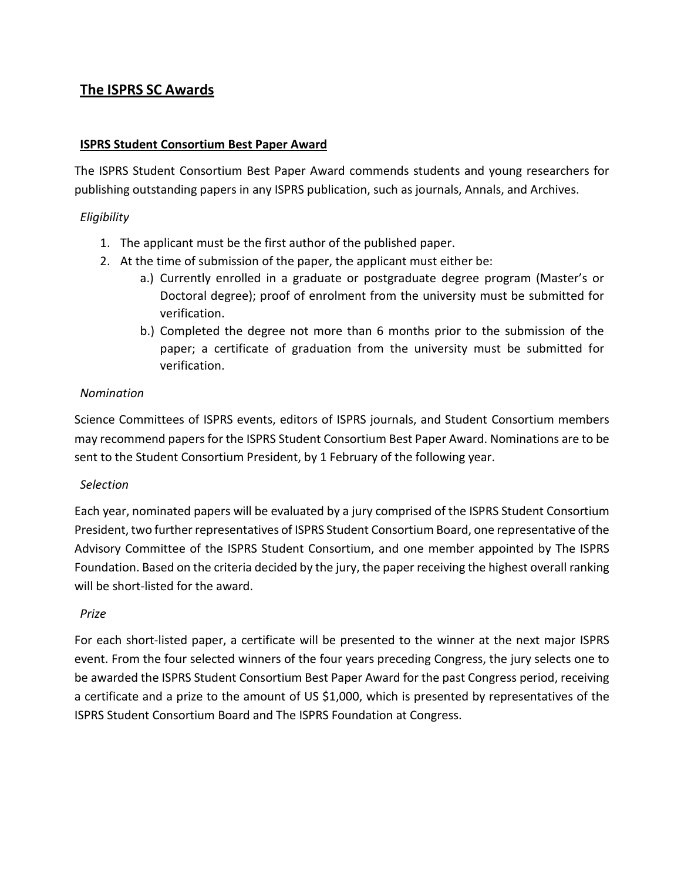# The ISPRS SC Awards

## ISPRS Student Consortium Best Paper Award

The ISPRS Student Consortium Best Paper Award commends students and young researchers for publishing outstanding papers in any ISPRS publication, such as journals, Annals, and Archives.

*Eligibility*

1. The applicant must be the first author of the published paper.
2. At the time of submission of the paper, the applicant must either be:
   - a.) Currently enrolled in a graduate or postgraduate degree program (Master's or Doctoral degree); proof of enrolment from the university must be submitted for verification.
   - b.) Completed the degree not more than 6 months prior to the submission of the paper; a certificate of graduation from the university must be submitted for verification.

*Nomination*

Science Committees of ISPRS events, editors of ISPRS journals, and Student Consortium members may recommend papers for the ISPRS Student Consortium Best Paper Award. Nominations are to be sent to the Student Consortium President, by 1 February of the following year.

*Selection*

Each year, nominated papers will be evaluated by a jury comprised of the ISPRS Student Consortium President, two further representatives of ISPRS Student Consortium Board, one representative of the Advisory Committee of the ISPRS Student Consortium, and one member appointed by The ISPRS Foundation. Based on the criteria decided by the jury, the paper receiving the highest overall ranking will be short-listed for the award.

*Prize*

For each short-listed paper, a certificate will be presented to the winner at the next major ISPRS event. From the four selected winners of the four years preceding Congress, the jury selects one to be awarded the ISPRS Student Consortium Best Paper Award for the past Congress period, receiving a certificate and a prize to the amount of US $1,000, which is presented by representatives of the ISPRS Student Consortium Board and The ISPRS Foundation at Congress.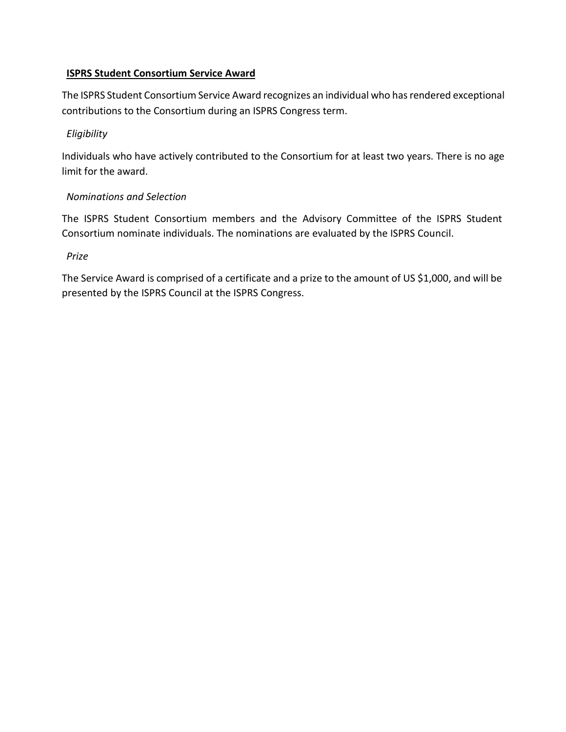## ISPRS Student Consortium Service Award

The ISPRS Student Consortium Service Award recognizes an individual who has rendered exceptional contributions to the Consortium during an ISPRS Congress term.

*Eligibility*

Individuals who have actively contributed to the Consortium for at least two years. There is no age limit for the award.

*Nominations and Selection*

The ISPRS Student Consortium members and the Advisory Committee of the ISPRS Student Consortium nominate individuals. The nominations are evaluated by the ISPRS Council.

*Prize*

The Service Award is comprised of a certificate and a prize to the amount of US $1,000, and will be presented by the ISPRS Council at the ISPRS Congress.